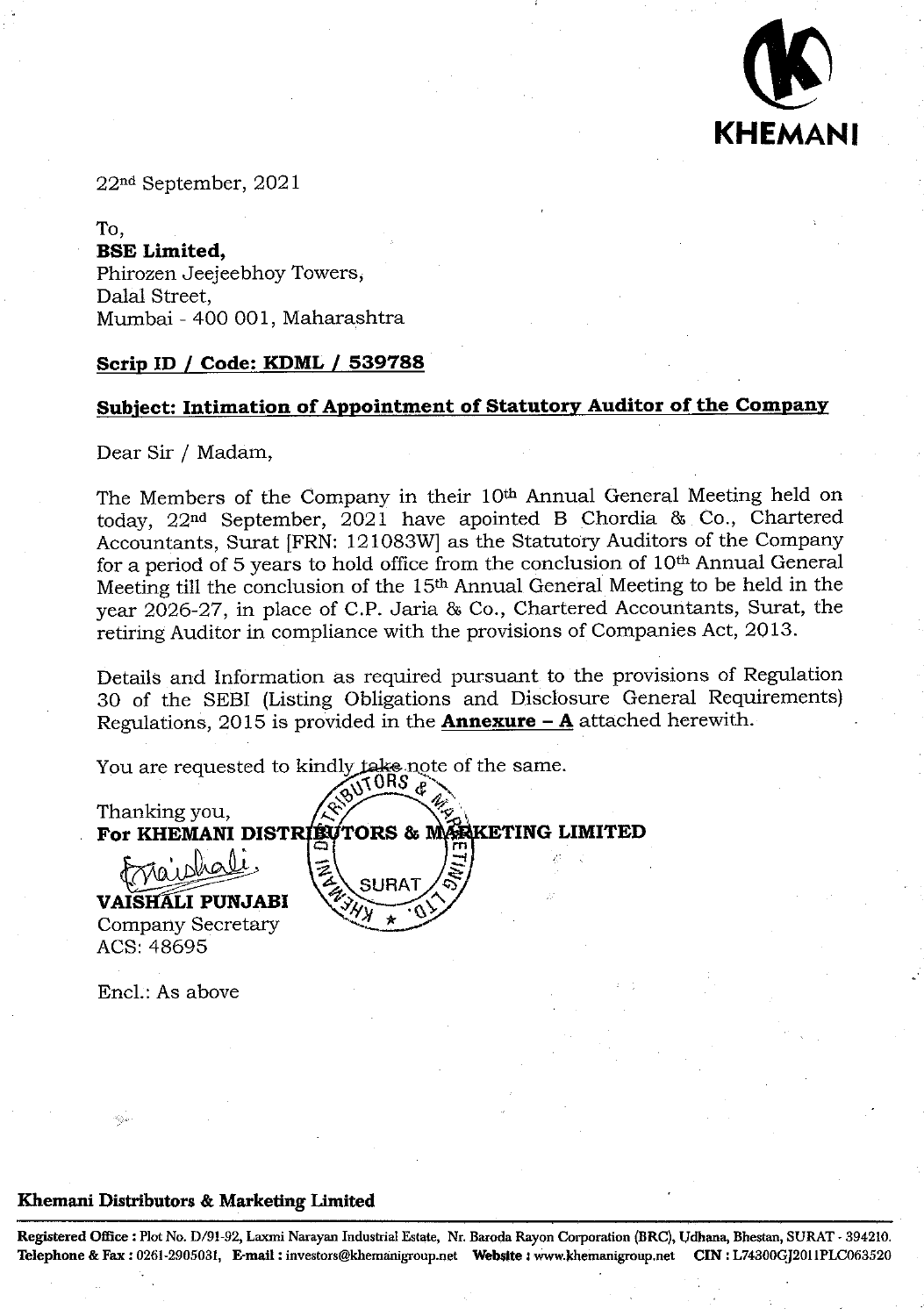KHEMANI

22nd September, 2021

To,
**BSE Limited,**
Phirozen Jeejeebhoy Towers,
Dalal Street,
Mumbai - 400 001, Maharashtra

**Scrip ID / Code: KDML / 539788**

**Subject: Intimation of Appointment of Statutory Auditor of the Company**

Dear Sir / Madam,

The Members of the Company in their 10th Annual General Meeting held on today, 22nd September, 2021 have apointed B Chordia & Co., Chartered Accountants, Surat [FRN: 121083W] as the Statutory Auditors of the Company for a period of 5 years to hold office from the conclusion of 10th Annual General Meeting till the conclusion of the 15th Annual General Meeting to be held in the year 2026-27, in place of C.P. Jaria & Co., Chartered Accountants, Surat, the retiring Auditor in compliance with the provisions of Companies Act, 2013.

Details and Information as required pursuant to the provisions of Regulation 30 of the SEBI (Listing Obligations and Disclosure General Requirements) Regulations, 2015 is provided in the **Annexure – A** attached herewith.

You are requested to kindly take note of the same.

Thanking you,
**For KHEMANI DISTRIBUTORS & MARKETING LIMITED**

**VAISHALI PUNJABI**
Company Secretary
ACS: 48695

Encl.: As above

**Khemani Distributors & Marketing Limited**

**Registered Office :** Plot No. D/91-92, Laxmi Narayan Industrial Estate, Nr. Baroda Rayon Corporation (BRC), Udhana, Bhestan, SURAT - 394210.
**Telephone & Fax :** 0261-2905031, **E-mail :** investors@khemanigroup.net **Website :** www.khemanigroup.net **CIN :** L74300GJ2011PLC063520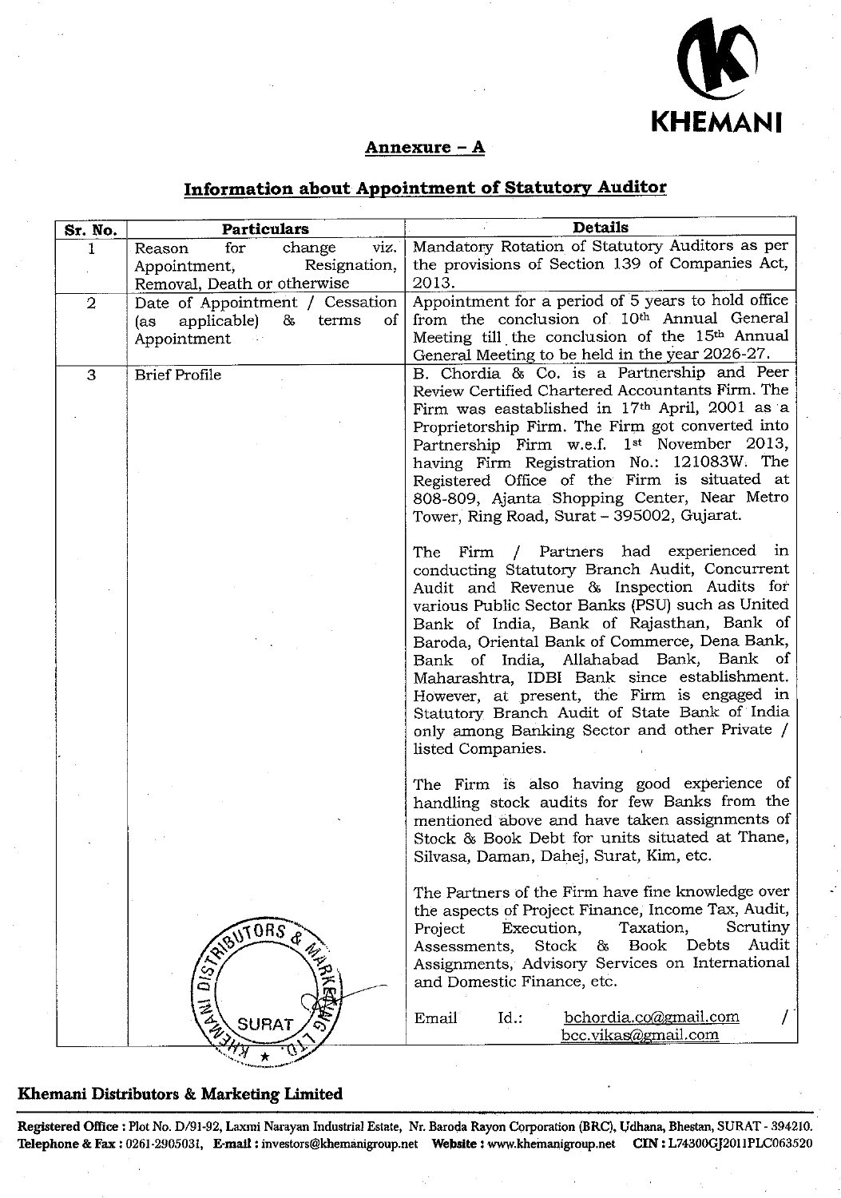KHEMANI

## Annexure – A

## Information about Appointment of Statutory Auditor

| Sr. No. | Particulars | Details |
|---|---|---|
| 1 | Reason for change viz. Appointment, Resignation, Removal, Death or otherwise | Mandatory Rotation of Statutory Auditors as per the provisions of Section 139 of Companies Act, 2013. |
| 2 | Date of Appointment / Cessation (as applicable) & terms of Appointment | Appointment for a period of 5 years to hold office from the conclusion of 10th Annual General Meeting till the conclusion of the 15th Annual General Meeting to be held in the year 2026-27. |
| 3 | Brief Profile | B. Chordia & Co. is a Partnership and Peer Review Certified Chartered Accountants Firm. The Firm was eastablished in 17th April, 2001 as a Proprietorship Firm. The Firm got converted into Partnership Firm w.e.f. 1st November 2013, having Firm Registration No.: 121083W. The Registered Office of the Firm is situated at 808-809, Ajanta Shopping Center, Near Metro Tower, Ring Road, Surat – 395002, Gujarat.<br><br>The Firm / Partners had experienced in conducting Statutory Branch Audit, Concurrent Audit and Revenue & Inspection Audits for various Public Sector Banks (PSU) such as United Bank of India, Bank of Rajasthan, Bank of Baroda, Oriental Bank of Commerce, Dena Bank, Bank of India, Allahabad Bank, Bank of Maharashtra, IDBI Bank since establishment. However, at present, the Firm is engaged in Statutory Branch Audit of State Bank of India only among Banking Sector and other Private / listed Companies.<br><br>The Firm is also having good experience of handling stock audits for few Banks from the mentioned above and have taken assignments of Stock & Book Debt for units situated at Thane, Silvasa, Daman, Dahej, Surat, Kim, etc.<br><br>The Partners of the Firm have fine knowledge over the aspects of Project Finance, Income Tax, Audit, Project Execution, Taxation, Scrutiny Assessments, Stock & Book Debts Audit Assignments, Advisory Services on International and Domestic Finance, etc.<br><br>Email Id.: bchordia.co@gmail.com / bcc.vikas@gmail.com |

**Khemani Distributors & Marketing Limited**

Registered Office : Plot No. D/91-92, Laxmi Narayan Industrial Estate, Nr. Baroda Rayon Corporation (BRC), Udhana, Bhestan, SURAT - 394210.
Telephone & Fax : 0261-2905031, E-mail : investors@khemanigroup.net Website : www.khemanigroup.net CIN : L74300GJ2011PLC063520